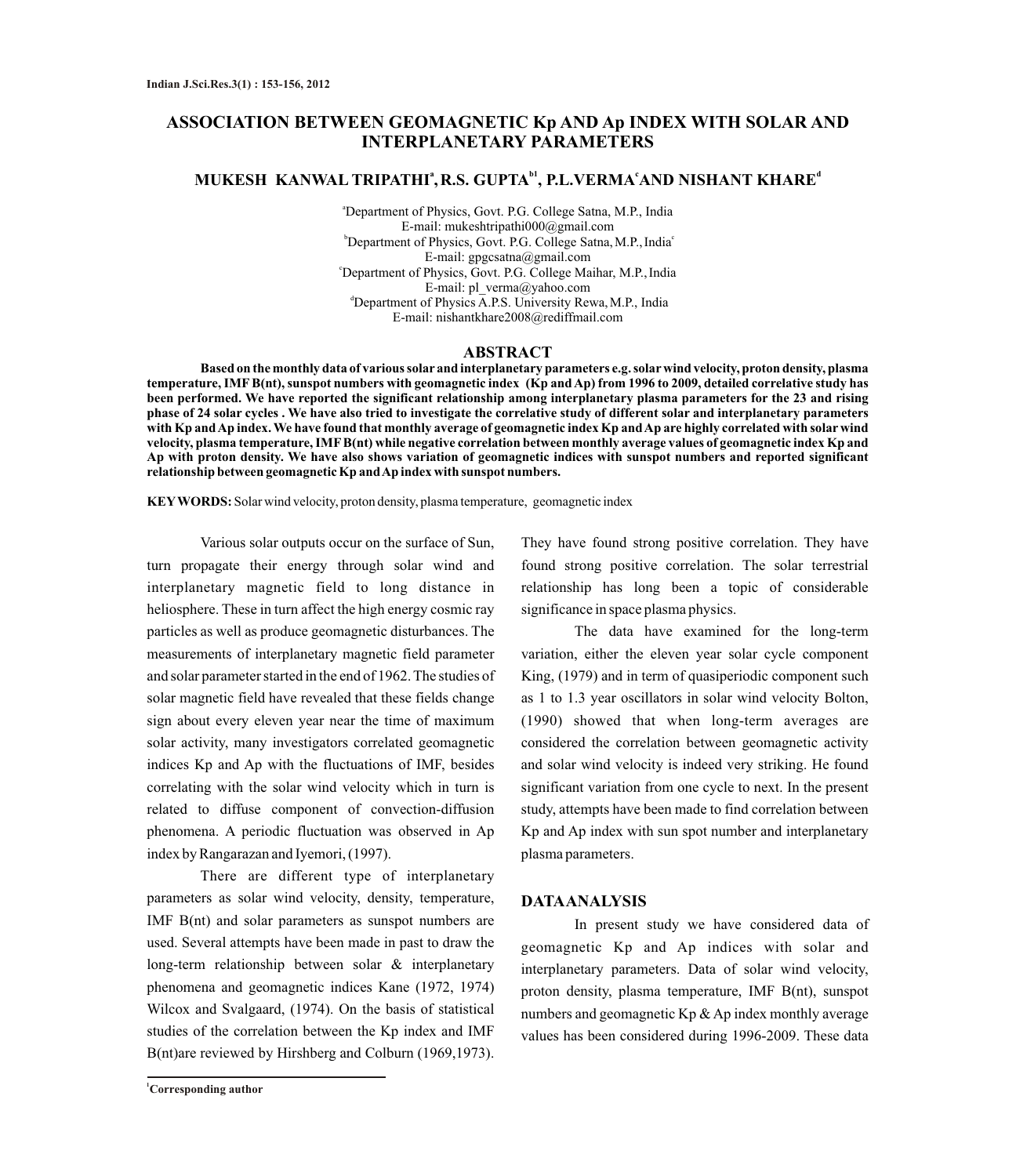# ASSOCIATION BETWEEN GEOMAGNETIC Kp AND Ap INDEX WITH SOLAR AND INTERPLANETARY PARAMETERS

**MUKESH KANWAL TRIPATHI[a], R.S. GUPTA[b1], P.L.VERMA[c] AND NISHANT KHARE[d]**

[a]Department of Physics, Govt. P.G. College Satna, M.P., India
E-mail: mukeshtripathi000@gmail.com
[b]Department of Physics, Govt. P.G. College Satna, M.P., India[c]
E-mail: gpgcsatna@gmail.com
[c]Department of Physics, Govt. P.G. College Maihar, M.P., India
E-mail: pl_verma@yahoo.com
[d]Department of Physics A.P.S. University Rewa, M.P., India
E-mail: nishantkhare2008@rediffmail.com

## ABSTRACT

**Based on the monthly data of various solar and interplanetary parameters e.g. solar wind velocity, proton density, plasma temperature, IMF B(nt), sunspot numbers with geomagnetic index (Kp and Ap) from 1996 to 2009, detailed correlative study has been performed. We have reported the significant relationship among interplanetary plasma parameters for the 23 and rising phase of 24 solar cycles . We have also tried to investigate the correlative study of different solar and interplanetary parameters with Kp and Ap index. We have found that monthly average of geomagnetic index Kp and Ap are highly correlated with solar wind velocity, plasma temperature, IMF B(nt) while negative correlation between monthly average values of geomagnetic index Kp and Ap with proton density. We have also shows variation of geomagnetic indices with sunspot numbers and reported significant relationship between geomagnetic Kp and Ap index with sunspot numbers.**

**KEY WORDS:** Solar wind velocity, proton density, plasma temperature, geomagnetic index

Various solar outputs occur on the surface of Sun, turn propagate their energy through solar wind and interplanetary magnetic field to long distance in heliosphere. These in turn affect the high energy cosmic ray particles as well as produce geomagnetic disturbances. The measurements of interplanetary magnetic field parameter and solar parameter started in the end of 1962. The studies of solar magnetic field have revealed that these fields change sign about every eleven year near the time of maximum solar activity, many investigators correlated geomagnetic indices Kp and Ap with the fluctuations of IMF, besides correlating with the solar wind velocity which in turn is related to diffuse component of convection-diffusion phenomena. A periodic fluctuation was observed in Ap index by Rangarazan and Iyemori, (1997).

There are different type of interplanetary parameters as solar wind velocity, density, temperature, IMF B(nt) and solar parameters as sunspot numbers are used. Several attempts have been made in past to draw the long-term relationship between solar & interplanetary phenomena and geomagnetic indices Kane (1972, 1974) Wilcox and Svalgaard, (1974). On the basis of statistical studies of the correlation between the Kp index and IMF B(nt)are reviewed by Hirshberg and Colburn (1969,1973). They have found strong positive correlation. They have found strong positive correlation. The solar terrestrial relationship has long been a topic of considerable significance in space plasma physics.

The data have examined for the long-term variation, either the eleven year solar cycle component King, (1979) and in term of quasiperiodic component such as 1 to 1.3 year oscillators in solar wind velocity Bolton, (1990) showed that when long-term averages are considered the correlation between geomagnetic activity and solar wind velocity is indeed very striking. He found significant variation from one cycle to next. In the present study, attempts have been made to find correlation between Kp and Ap index with sun spot number and interplanetary plasma parameters.

## DATA ANALYSIS

In present study we have considered data of geomagnetic Kp and Ap indices with solar and interplanetary parameters. Data of solar wind velocity, proton density, plasma temperature, IMF B(nt), sunspot numbers and geomagnetic Kp & Ap index monthly average values has been considered during 1996-2009. These data

[1]**Corresponding author**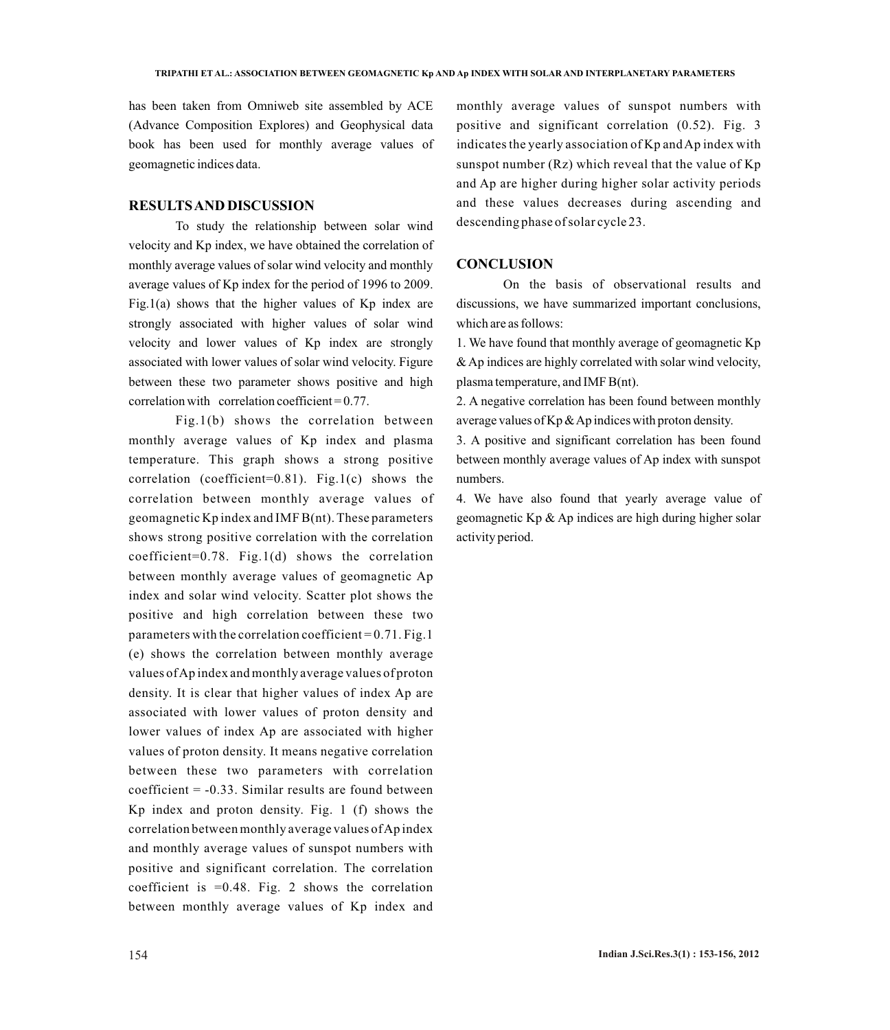has been taken from Omniweb site assembled by ACE (Advance Composition Explores) and Geophysical data book has been used for monthly average values of geomagnetic indices data.

## RESULTS AND DISCUSSION

To study the relationship between solar wind velocity and Kp index, we have obtained the correlation of monthly average values of solar wind velocity and monthly average values of Kp index for the period of 1996 to 2009. Fig.1(a) shows that the higher values of Kp index are strongly associated with higher values of solar wind velocity and lower values of Kp index are strongly associated with lower values of solar wind velocity. Figure between these two parameter shows positive and high correlation with correlation coefficient = 0.77.

Fig.1(b) shows the correlation between monthly average values of Kp index and plasma temperature. This graph shows a strong positive correlation (coefficient=0.81). Fig.1(c) shows the correlation between monthly average values of geomagnetic Kp index and IMF B(nt). These parameters shows strong positive correlation with the correlation coefficient=0.78. Fig.1(d) shows the correlation between monthly average values of geomagnetic Ap index and solar wind velocity. Scatter plot shows the positive and high correlation between these two parameters with the correlation coefficient = 0.71. Fig.1 (e) shows the correlation between monthly average values of Ap index and monthly average values of proton density. It is clear that higher values of index Ap are associated with lower values of proton density and lower values of index Ap are associated with higher values of proton density. It means negative correlation between these two parameters with correlation coefficient = -0.33. Similar results are found between Kp index and proton density. Fig. 1 (f) shows the correlation between monthly average values of Ap index and monthly average values of sunspot numbers with positive and significant correlation. The correlation coefficient is =0.48. Fig. 2 shows the correlation between monthly average values of Kp index and monthly average values of sunspot numbers with positive and significant correlation (0.52). Fig. 3 indicates the yearly association of Kp and Ap index with sunspot number (Rz) which reveal that the value of Kp and Ap are higher during higher solar activity periods and these values decreases during ascending and descending phase of solar cycle 23.

## CONCLUSION

On the basis of observational results and discussions, we have summarized important conclusions, which are as follows:

1. We have found that monthly average of geomagnetic Kp & Ap indices are highly correlated with solar wind velocity, plasma temperature, and IMF B(nt).
2. A negative correlation has been found between monthly average values of Kp & Ap indices with proton density.
3. A positive and significant correlation has been found between monthly average values of Ap index with sunspot numbers.
4. We have also found that yearly average value of geomagnetic Kp & Ap indices are high during higher solar activity period.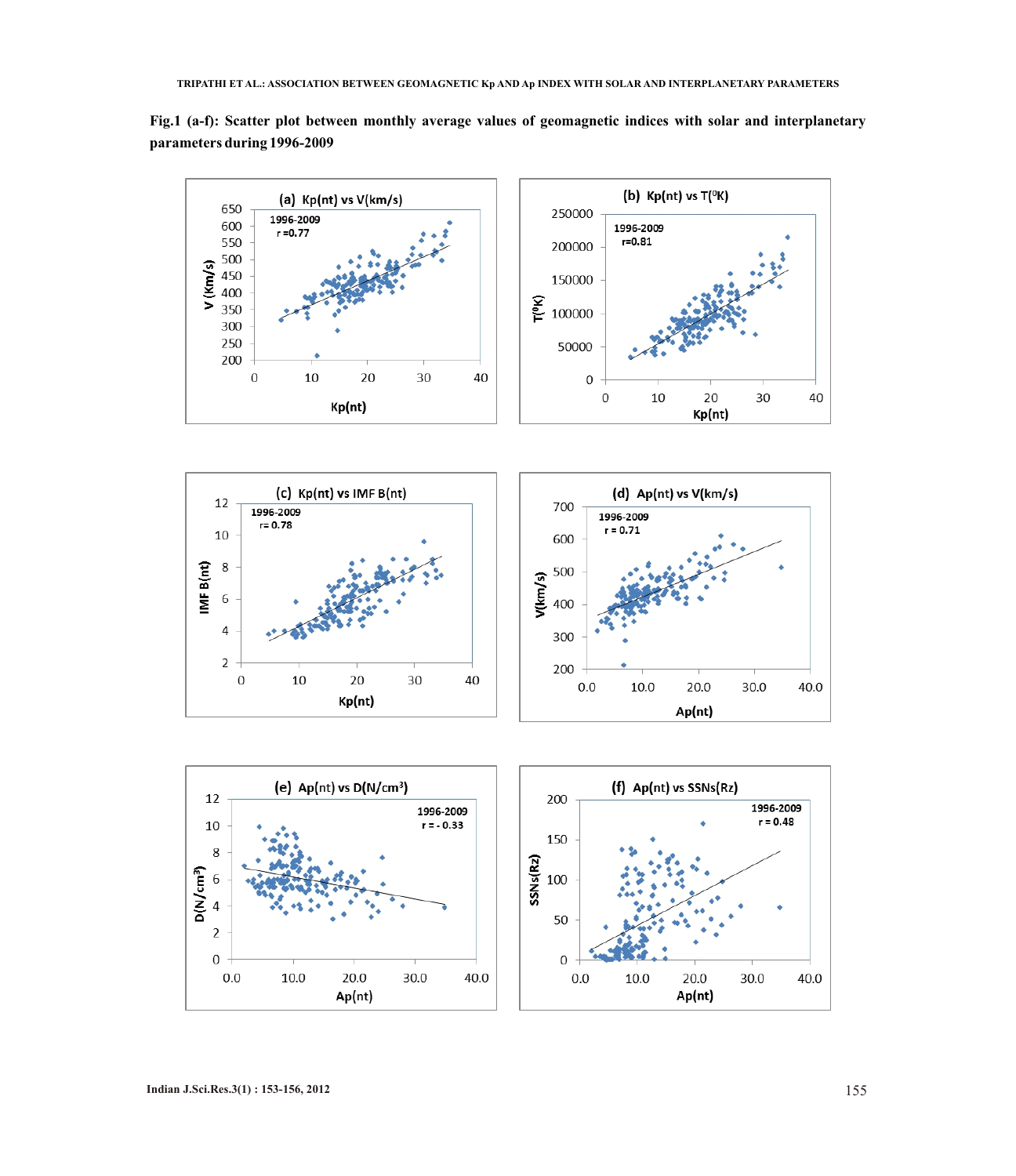**Fig.1 (a-f): Scatter plot between monthly average values of geomagnetic indices with solar and interplanetary parameters during 1996-2009**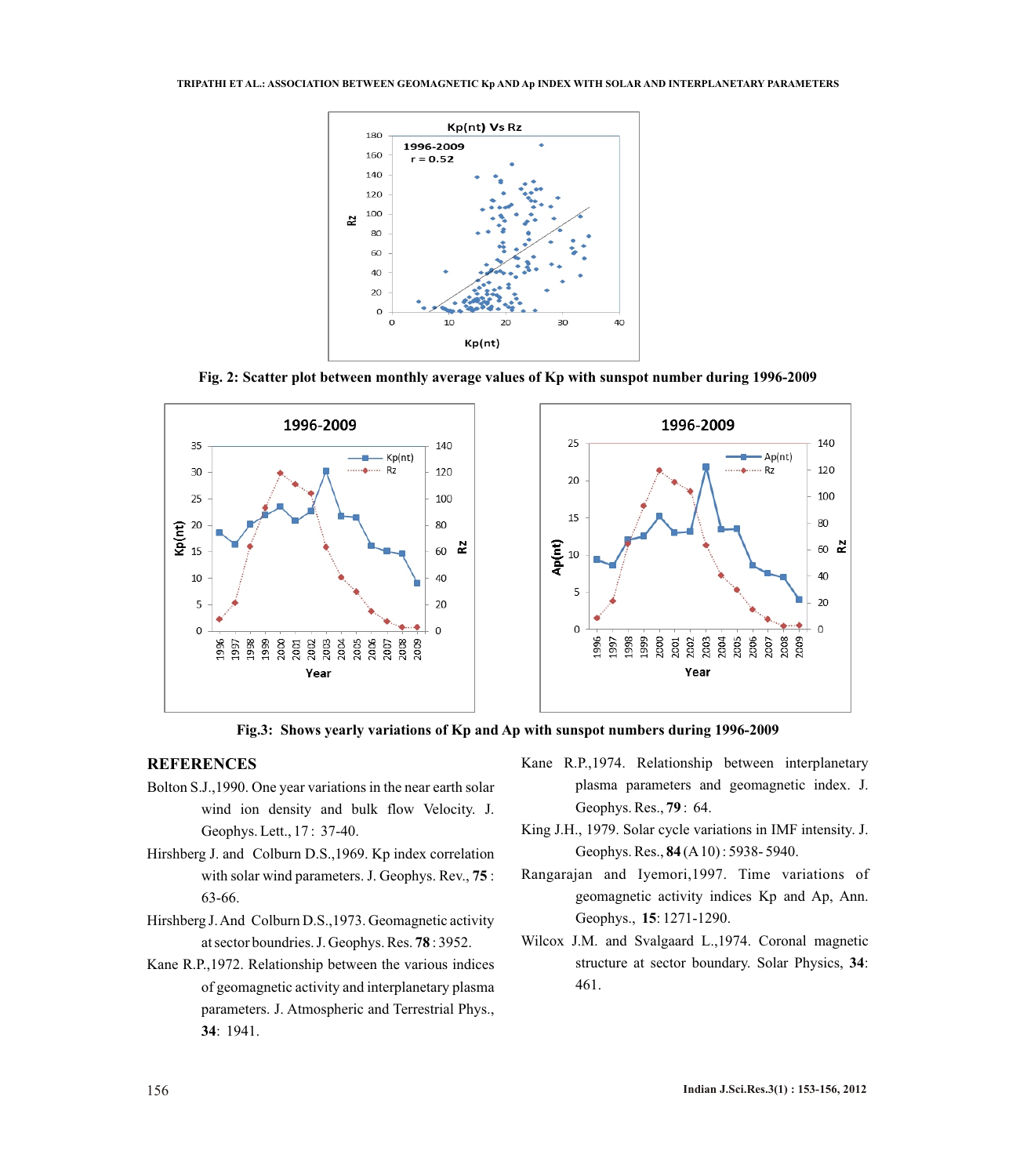Kp(nt) Vs Rz

1996-2009
r = 0.52

Rz

180
160
140
120
100
80
60
40
20
0

0 10 20 30 40

Kp(nt)

**Fig. 2: Scatter plot between monthly average values of Kp with sunspot number during 1996-2009**

1996-2009

Kp(nt)
Rz

Kp(nt)
35 30 25 20 15 10 5 0

Rz
140 120 100 80 60 40 20 0

1996 1997 1998 1999 2000 2001 2002 2003 2004 2005 2006 2007 2008 2009

Year

1996-2009

Ap(nt)
Rz

Ap(nt)
25 20 15 10 5 0

Rz
140 120 100 80 60 40 20 0

1996 1997 1998 1999 2000 2001 2002 2003 2004 2005 2006 2007 2008 2009

Year

**Fig.3: Shows yearly variations of Kp and Ap with sunspot numbers during 1996-2009**

## REFERENCES

Bolton S.J.,1990. One year variations in the near earth solar wind ion density and bulk flow Velocity. J. Geophys. Lett., 17 : 37-40.

Hirshberg J. and Colburn D.S.,1969. Kp index correlation with solar wind parameters. J. Geophys. Rev., **75** : 63-66.

Hirshberg J. And Colburn D.S.,1973. Geomagnetic activity at sector boundries. J. Geophys. Res. **78** : 3952.

Kane R.P.,1972. Relationship between the various indices of geomagnetic activity and interplanetary plasma parameters. J. Atmospheric and Terrestrial Phys., **34**: 1941.

Kane R.P.,1974. Relationship between interplanetary plasma parameters and geomagnetic index. J. Geophys. Res., **79** : 64.

King J.H., 1979. Solar cycle variations in IMF intensity. J. Geophys. Res., **84** (A 10) : 5938- 5940.

Rangarajan and Iyemori,1997. Time variations of geomagnetic activity indices Kp and Ap, Ann. Geophys., **15**: 1271-1290.

Wilcox J.M. and Svalgaard L.,1974. Coronal magnetic structure at sector boundary. Solar Physics, **34**: 461.